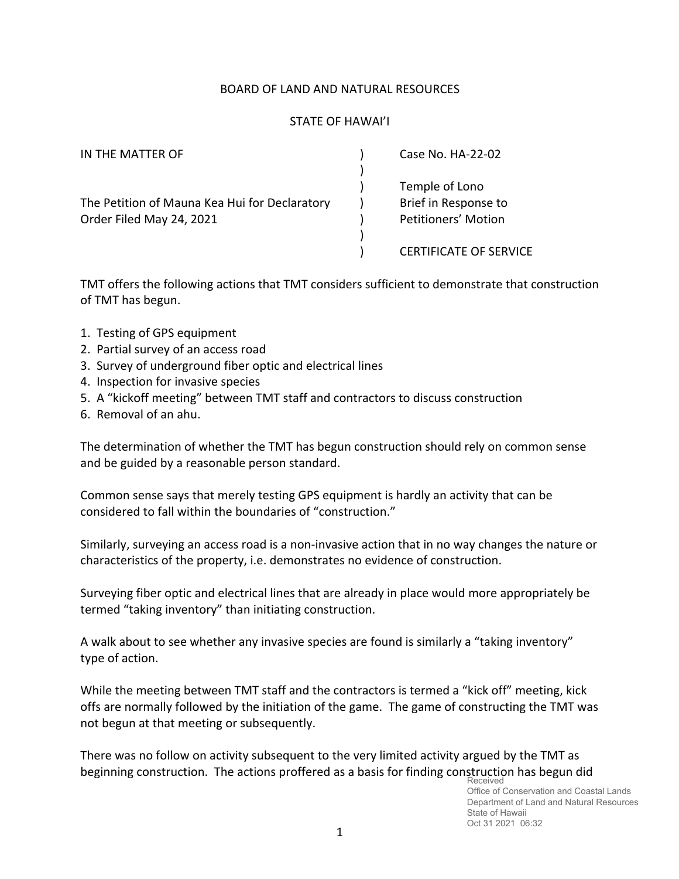BOARD OF LAND AND NATURAL RESOURCES

STATE OF HAWAI'I

| IN THE MATTER OF | ) | Case No. HA-22-02 |
|---|---|---|
| | ) | |
| | ) | Temple of Lono |
| The Petition of Mauna Kea Hui for Declaratory | ) | Brief in Response to |
| Order Filed May 24, 2021 | ) | Petitioners' Motion |
| | ) | |
| | ) | CERTIFICATE OF SERVICE |

TMT offers the following actions that TMT considers sufficient to demonstrate that construction of TMT has begun.

1. Testing of GPS equipment
2. Partial survey of an access road
3. Survey of underground fiber optic and electrical lines
4. Inspection for invasive species
5. A "kickoff meeting" between TMT staff and contractors to discuss construction
6. Removal of an ahu.

The determination of whether the TMT has begun construction should rely on common sense and be guided by a reasonable person standard.

Common sense says that merely testing GPS equipment is hardly an activity that can be considered to fall within the boundaries of "construction."

Similarly, surveying an access road is a non-invasive action that in no way changes the nature or characteristics of the property, i.e. demonstrates no evidence of construction.

Surveying fiber optic and electrical lines that are already in place would more appropriately be termed "taking inventory" than initiating construction.

A walk about to see whether any invasive species are found is similarly a "taking inventory" type of action.

While the meeting between TMT staff and the contractors is termed a "kick off" meeting, kick offs are normally followed by the initiation of the game. The game of constructing the TMT was not begun at that meeting or subsequently.

There was no follow on activity subsequent to the very limited activity argued by the TMT as beginning construction. The actions proffered as a basis for finding construction has begun did

Received
Office of Conservation and Coastal Lands
Department of Land and Natural Resources
State of Hawaii
Oct 31 2021 06:32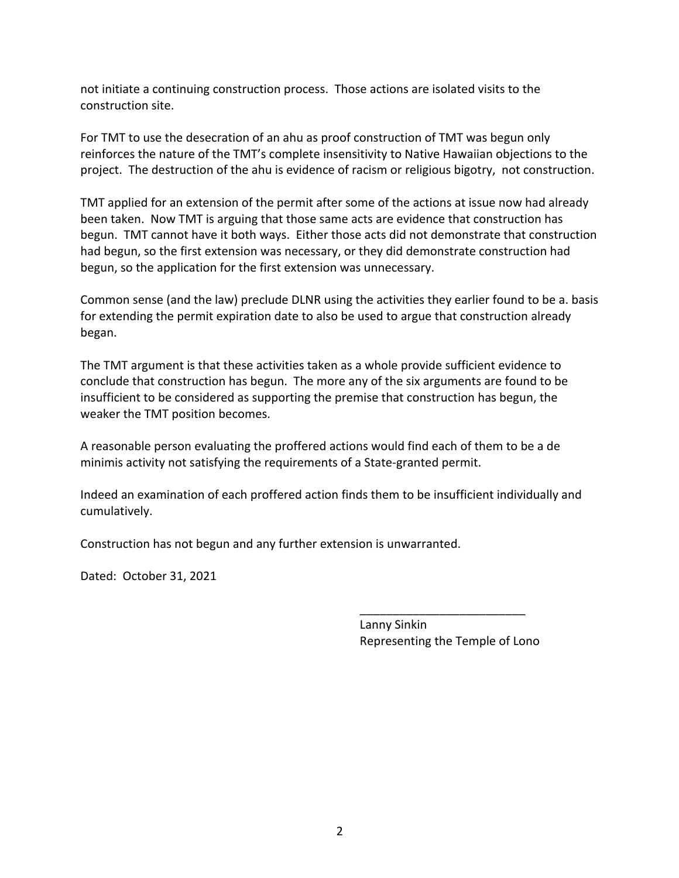not initiate a continuing construction process. Those actions are isolated visits to the construction site.

For TMT to use the desecration of an ahu as proof construction of TMT was begun only reinforces the nature of the TMT's complete insensitivity to Native Hawaiian objections to the project. The destruction of the ahu is evidence of racism or religious bigotry, not construction.

TMT applied for an extension of the permit after some of the actions at issue now had already been taken. Now TMT is arguing that those same acts are evidence that construction has begun. TMT cannot have it both ways. Either those acts did not demonstrate that construction had begun, so the first extension was necessary, or they did demonstrate construction had begun, so the application for the first extension was unnecessary.

Common sense (and the law) preclude DLNR using the activities they earlier found to be a. basis for extending the permit expiration date to also be used to argue that construction already began.

The TMT argument is that these activities taken as a whole provide sufficient evidence to conclude that construction has begun. The more any of the six arguments are found to be insufficient to be considered as supporting the premise that construction has begun, the weaker the TMT position becomes.

A reasonable person evaluating the proffered actions would find each of them to be a de minimis activity not satisfying the requirements of a State-granted permit.

Indeed an examination of each proffered action finds them to be insufficient individually and cumulatively.

Construction has not begun and any further extension is unwarranted.

Dated: October 31, 2021

\_\_\_\_\_\_\_\_\_\_\_\_\_\_\_\_\_\_\_\_\_\_\_\_\_\_

Lanny Sinkin
Representing the Temple of Lono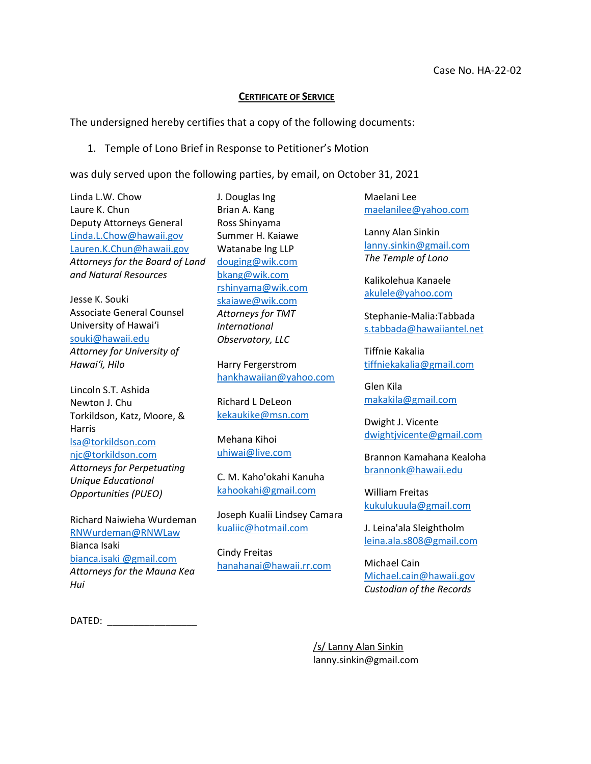Case No. HA-22-02

**CERTIFICATE OF SERVICE**

The undersigned hereby certifies that a copy of the following documents:

1. Temple of Lono Brief in Response to Petitioner's Motion

was duly served upon the following parties, by email, on October 31, 2021

Linda L.W. Chow
Laure K. Chun
Deputy Attorneys General
Linda.L.Chow@hawaii.gov
Lauren.K.Chun@hawaii.gov
*Attorneys for the Board of Land and Natural Resources*

Jesse K. Souki
Associate General Counsel
University of Hawaiʻi
souki@hawaii.edu
*Attorney for University of Hawaiʻi, Hilo*

Lincoln S.T. Ashida
Newton J. Chu
Torkildson, Katz, Moore, & Harris
lsa@torkildson.com
njc@torkildson.com
*Attorneys for Perpetuating Unique Educational Opportunities (PUEO)*

Richard Naiwieha Wurdeman
RNWurdeman@RNWLaw
Bianca Isaki
bianca.isaki @gmail.com
*Attorneys for the Mauna Kea Hui*

J. Douglas Ing
Brian A. Kang
Ross Shinyama
Summer H. Kaiawe
Watanabe Ing LLP
douging@wik.com
bkang@wik.com
rshinyama@wik.com
skaiawe@wik.com
*Attorneys for TMT International Observatory, LLC*

Harry Fergerstrom
hankhawaiian@yahoo.com

Richard L DeLeon
kekaukike@msn.com

Mehana Kihoi
uhiwai@live.com

C. M. Kaho'okahi Kanuha
kahookahi@gmail.com

Joseph Kualii Lindsey Camara
kualiic@hotmail.com

Cindy Freitas
hanahanai@hawaii.rr.com

Maelani Lee
maelanilee@yahoo.com

Lanny Alan Sinkin
lanny.sinkin@gmail.com
*The Temple of Lono*

Kalikolehua Kanaele
akulele@yahoo.com

Stephanie-Malia:Tabbada
s.tabbada@hawaiiantel.net

Tiffnie Kakalia
tiffniekakalia@gmail.com

Glen Kila
makakila@gmail.com

Dwight J. Vicente
dwightjvicente@gmail.com

Brannon Kamahana Kealoha
brannonk@hawaii.edu

William Freitas
kukulukuula@gmail.com

J. Leina'ala Sleightholm
leina.ala.s808@gmail.com

Michael Cain
Michael.cain@hawaii.gov
*Custodian of the Records*

DATED: _________________

/s/ Lanny Alan Sinkin
lanny.sinkin@gmail.com